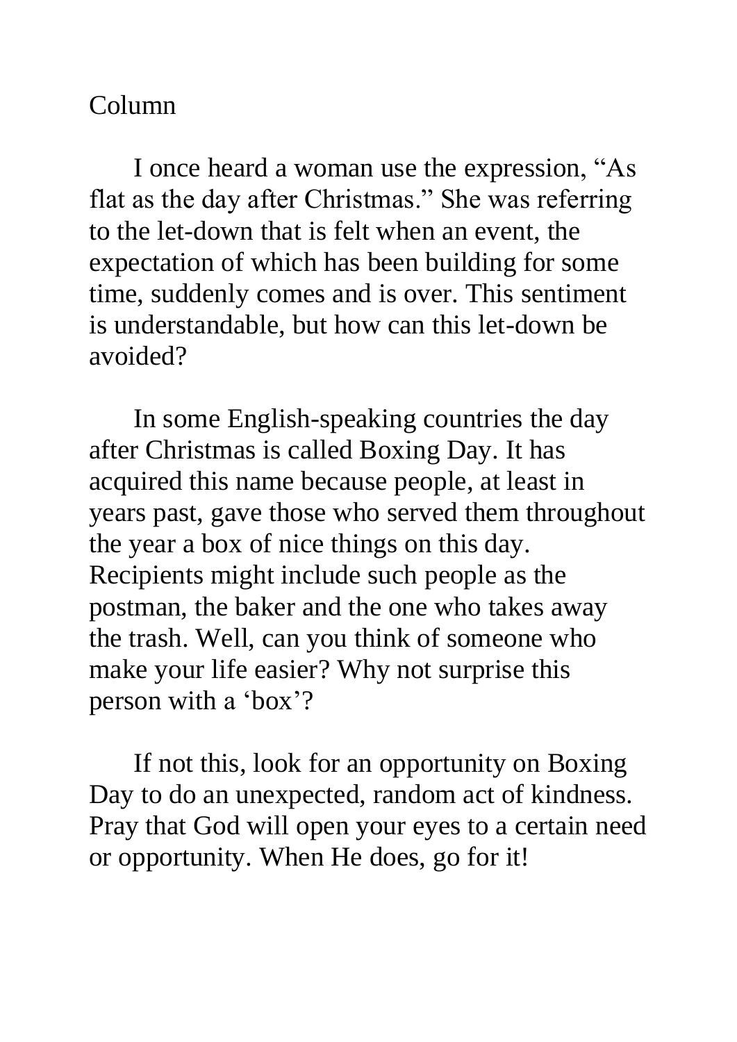Column

I once heard a woman use the expression, "As flat as the day after Christmas." She was referring to the let-down that is felt when an event, the expectation of which has been building for some time, suddenly comes and is over. This sentiment is understandable, but how can this let-down be avoided?

In some English-speaking countries the day after Christmas is called Boxing Day. It has acquired this name because people, at least in years past, gave those who served them throughout the year a box of nice things on this day. Recipients might include such people as the postman, the baker and the one who takes away the trash. Well, can you think of someone who make your life easier? Why not surprise this person with a 'box'?

If not this, look for an opportunity on Boxing Day to do an unexpected, random act of kindness. Pray that God will open your eyes to a certain need or opportunity. When He does, go for it!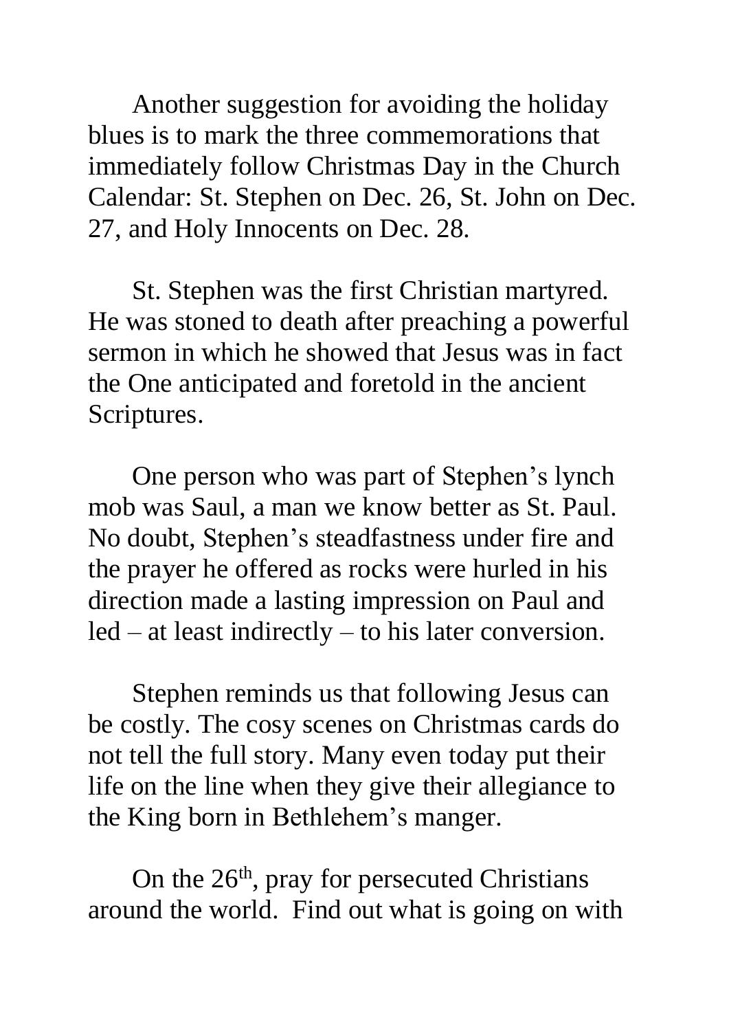Another suggestion for avoiding the holiday blues is to mark the three commemorations that immediately follow Christmas Day in the Church Calendar: St. Stephen on Dec. 26, St. John on Dec. 27, and Holy Innocents on Dec. 28.

St. Stephen was the first Christian martyred. He was stoned to death after preaching a powerful sermon in which he showed that Jesus was in fact the One anticipated and foretold in the ancient Scriptures.

One person who was part of Stephen's lynch mob was Saul, a man we know better as St. Paul. No doubt, Stephen's steadfastness under fire and the prayer he offered as rocks were hurled in his direction made a lasting impression on Paul and led – at least indirectly – to his later conversion.

Stephen reminds us that following Jesus can be costly. The cosy scenes on Christmas cards do not tell the full story. Many even today put their life on the line when they give their allegiance to the King born in Bethlehem's manger.

On the 26th, pray for persecuted Christians around the world. Find out what is going on with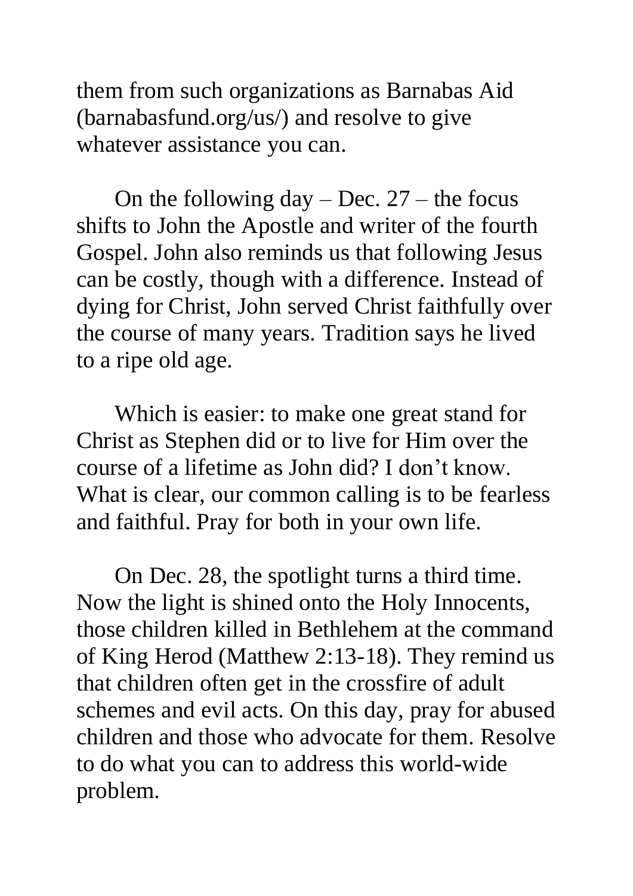them from such organizations as Barnabas Aid (barnabasfund.org/us/) and resolve to give whatever assistance you can.

On the following day – Dec. 27 – the focus shifts to John the Apostle and writer of the fourth Gospel. John also reminds us that following Jesus can be costly, though with a difference. Instead of dying for Christ, John served Christ faithfully over the course of many years. Tradition says he lived to a ripe old age.

Which is easier: to make one great stand for Christ as Stephen did or to live for Him over the course of a lifetime as John did? I don't know. What is clear, our common calling is to be fearless and faithful. Pray for both in your own life.

On Dec. 28, the spotlight turns a third time. Now the light is shined onto the Holy Innocents, those children killed in Bethlehem at the command of King Herod (Matthew 2:13-18). They remind us that children often get in the crossfire of adult schemes and evil acts. On this day, pray for abused children and those who advocate for them. Resolve to do what you can to address this world-wide problem.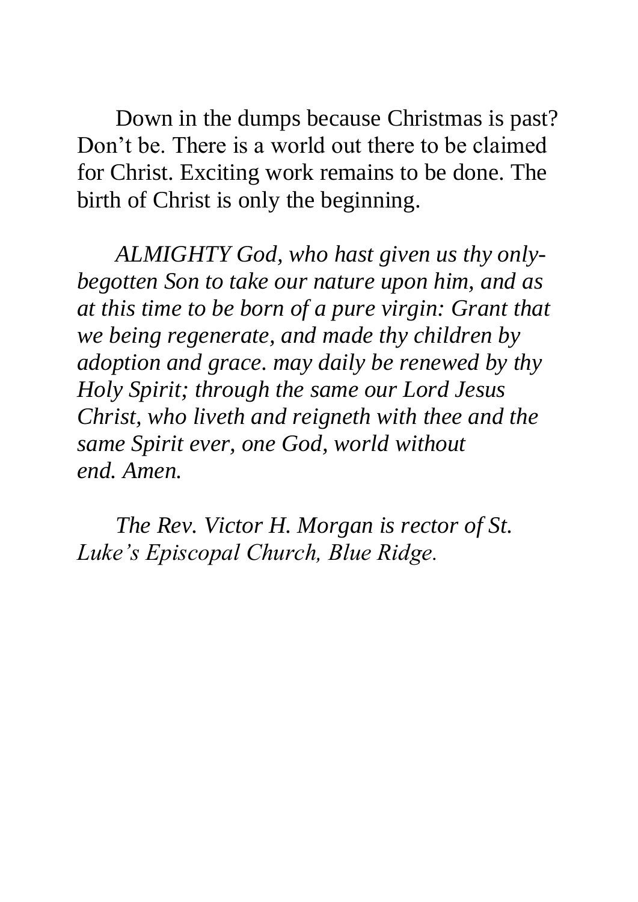Down in the dumps because Christmas is past? Don’t be. There is a world out there to be claimed for Christ. Exciting work remains to be done. The birth of Christ is only the beginning.

*ALMIGHTY God, who hast given us thy only-begotten Son to take our nature upon him, and as at this time to be born of a pure virgin: Grant that we being regenerate, and made thy children by adoption and grace. may daily be renewed by thy Holy Spirit; through the same our Lord Jesus Christ, who liveth and reigneth with thee and the same Spirit ever, one God, world without end. Amen.*

*The Rev. Victor H. Morgan is rector of St. Luke’s Episcopal Church, Blue Ridge.*